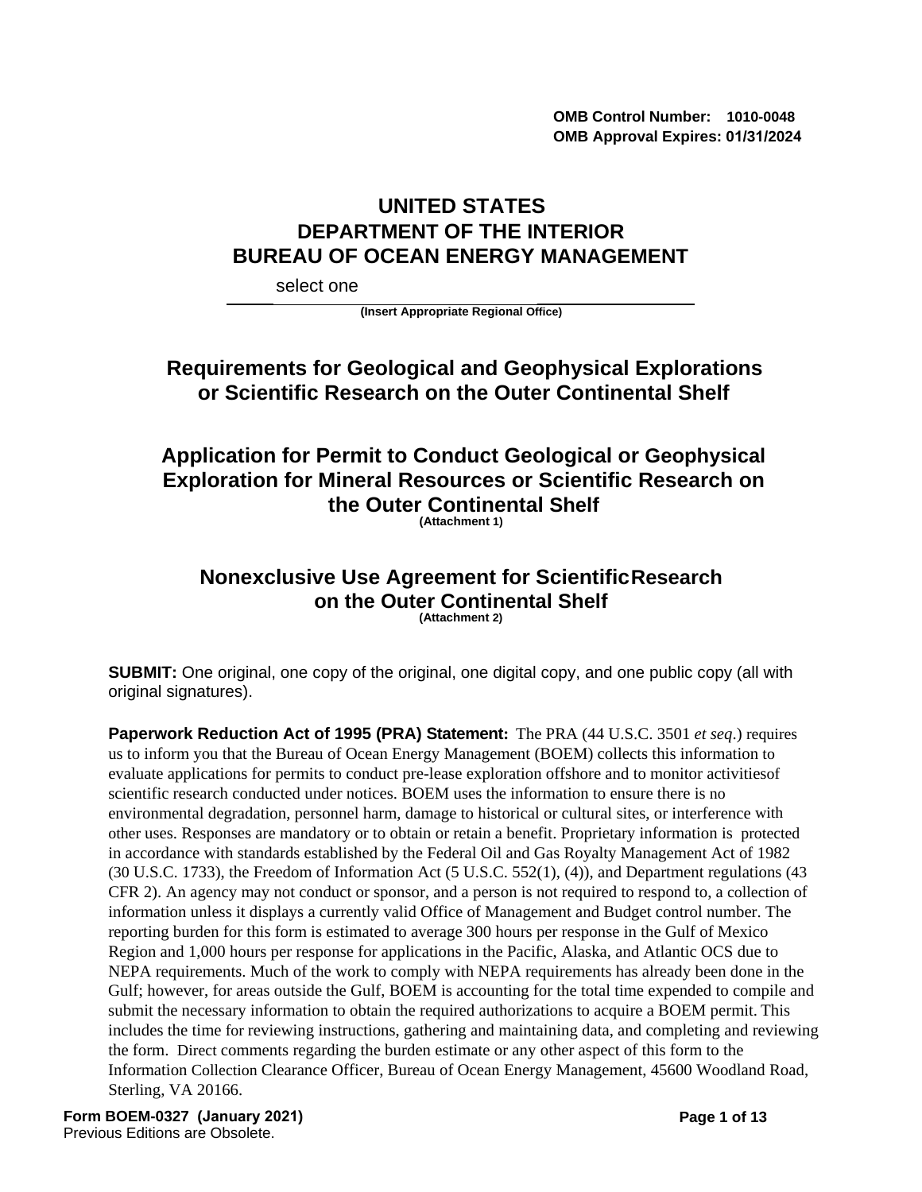**OMB Control Number: 1010-0048**
**OMB Approval Expires: 01/31/2024**

# UNITED STATES
# DEPARTMENT OF THE INTERIOR
# BUREAU OF OCEAN ENERGY MANAGEMENT

select one

**(Insert Appropriate Regional Office)**

## Requirements for Geological and Geophysical Explorations or Scientific Research on the Outer Continental Shelf

## Application for Permit to Conduct Geological or Geophysical Exploration for Mineral Resources or Scientific Research on the Outer Continental Shelf

**(Attachment 1)**

## Nonexclusive Use Agreement for Scientific Research on the Outer Continental Shelf

**(Attachment 2)**

**SUBMIT:** One original, one copy of the original, one digital copy, and one public copy (all with original signatures).

**Paperwork Reduction Act of 1995 (PRA) Statement:** The PRA (44 U.S.C. 3501 *et seq*.) requires us to inform you that the Bureau of Ocean Energy Management (BOEM) collects this information to evaluate applications for permits to conduct pre-lease exploration offshore and to monitor activities of scientific research conducted under notices. BOEM uses the information to ensure there is no environmental degradation, personnel harm, damage to historical or cultural sites, or interference with other uses. Responses are mandatory or to obtain or retain a benefit. Proprietary information is protected in accordance with standards established by the Federal Oil and Gas Royalty Management Act of 1982 (30 U.S.C. 1733), the Freedom of Information Act (5 U.S.C. 552(1), (4)), and Department regulations (43 CFR 2). An agency may not conduct or sponsor, and a person is not required to respond to, a collection of information unless it displays a currently valid Office of Management and Budget control number. The reporting burden for this form is estimated to average 300 hours per response in the Gulf of Mexico Region and 1,000 hours per response for applications in the Pacific, Alaska, and Atlantic OCS due to NEPA requirements. Much of the work to comply with NEPA requirements has already been done in the Gulf; however, for areas outside the Gulf, BOEM is accounting for the total time expended to compile and submit the necessary information to obtain the required authorizations to acquire a BOEM permit. This includes the time for reviewing instructions, gathering and maintaining data, and completing and reviewing the form. Direct comments regarding the burden estimate or any other aspect of this form to the Information Collection Clearance Officer, Bureau of Ocean Energy Management, 45600 Woodland Road, Sterling, VA 20166.

**Form BOEM-0327 (January 2021)**
Previous Editions are Obsolete.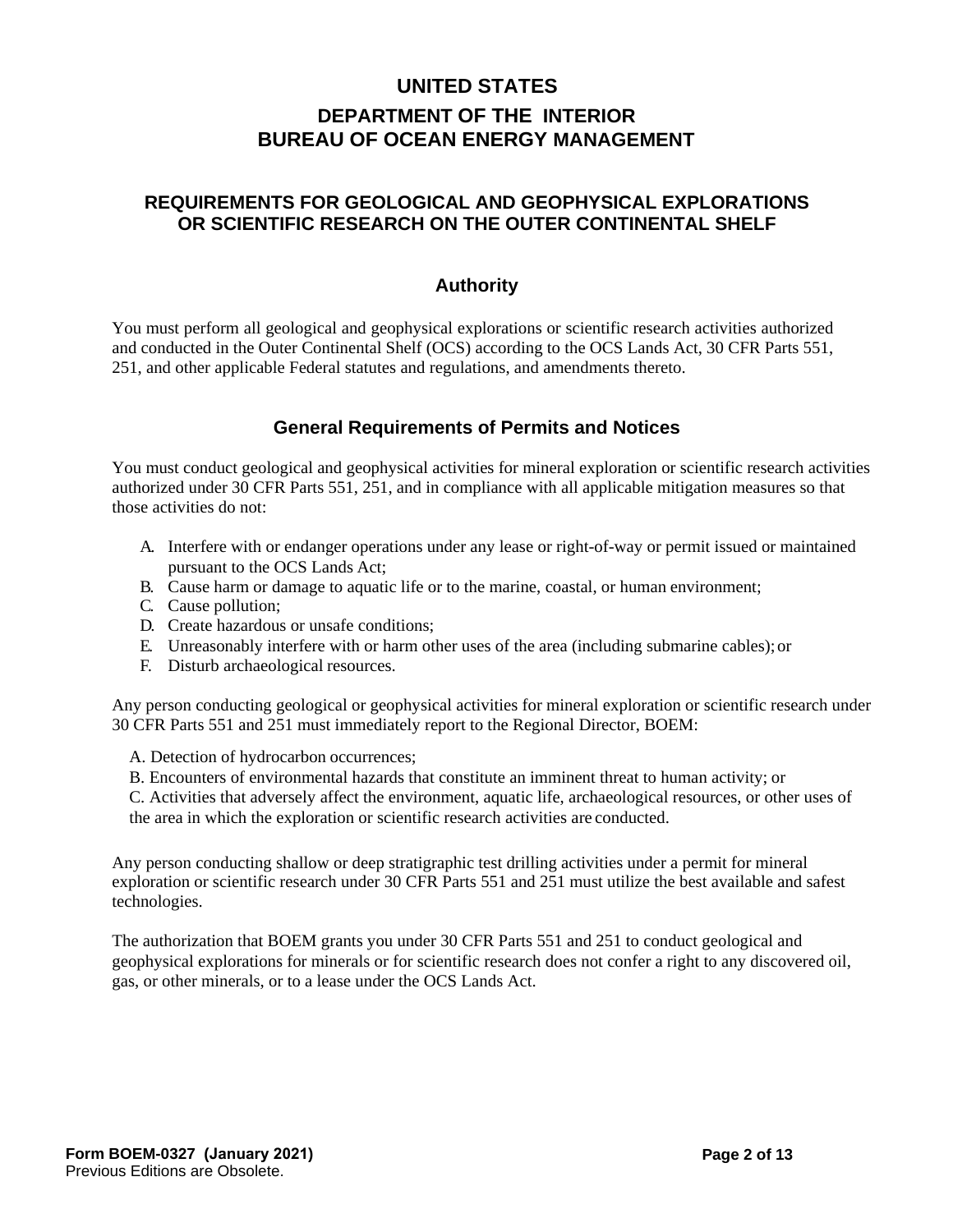# UNITED STATES

## DEPARTMENT OF THE INTERIOR
## BUREAU OF OCEAN ENERGY MANAGEMENT

## REQUIREMENTS FOR GEOLOGICAL AND GEOPHYSICAL EXPLORATIONS OR SCIENTIFIC RESEARCH ON THE OUTER CONTINENTAL SHELF

### Authority

You must perform all geological and geophysical explorations or scientific research activities authorized and conducted in the Outer Continental Shelf (OCS) according to the OCS Lands Act, 30 CFR Parts 551, 251, and other applicable Federal statutes and regulations, and amendments thereto.

### General Requirements of Permits and Notices

You must conduct geological and geophysical activities for mineral exploration or scientific research activities authorized under 30 CFR Parts 551, 251, and in compliance with all applicable mitigation measures so that those activities do not:

A. Interfere with or endanger operations under any lease or right-of-way or permit issued or maintained pursuant to the OCS Lands Act;
B. Cause harm or damage to aquatic life or to the marine, coastal, or human environment;
C. Cause pollution;
D. Create hazardous or unsafe conditions;
E. Unreasonably interfere with or harm other uses of the area (including submarine cables); or
F. Disturb archaeological resources.

Any person conducting geological or geophysical activities for mineral exploration or scientific research under 30 CFR Parts 551 and 251 must immediately report to the Regional Director, BOEM:

A. Detection of hydrocarbon occurrences;
B. Encounters of environmental hazards that constitute an imminent threat to human activity; or
C. Activities that adversely affect the environment, aquatic life, archaeological resources, or other uses of the area in which the exploration or scientific research activities are conducted.

Any person conducting shallow or deep stratigraphic test drilling activities under a permit for mineral exploration or scientific research under 30 CFR Parts 551 and 251 must utilize the best available and safest technologies.

The authorization that BOEM grants you under 30 CFR Parts 551 and 251 to conduct geological and geophysical explorations for minerals or for scientific research does not confer a right to any discovered oil, gas, or other minerals, or to a lease under the OCS Lands Act.

Form BOEM-0327 (January 2021)
Previous Editions are Obsolete.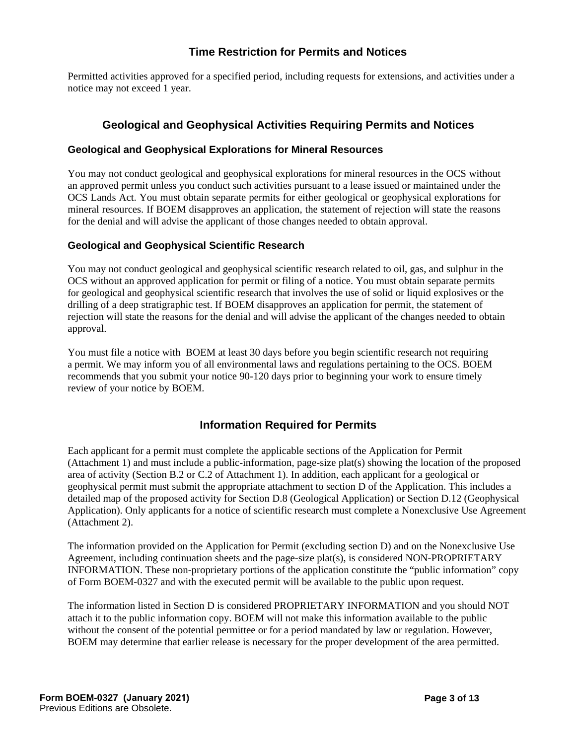## Time Restriction for Permits and Notices

Permitted activities approved for a specified period, including requests for extensions, and activities under a notice may not exceed 1 year.

## Geological and Geophysical Activities Requiring Permits and Notices

### Geological and Geophysical Explorations for Mineral Resources

You may not conduct geological and geophysical explorations for mineral resources in the OCS without an approved permit unless you conduct such activities pursuant to a lease issued or maintained under the OCS Lands Act. You must obtain separate permits for either geological or geophysical explorations for mineral resources. If BOEM disapproves an application, the statement of rejection will state the reasons for the denial and will advise the applicant of those changes needed to obtain approval.

### Geological and Geophysical Scientific Research

You may not conduct geological and geophysical scientific research related to oil, gas, and sulphur in the OCS without an approved application for permit or filing of a notice. You must obtain separate permits for geological and geophysical scientific research that involves the use of solid or liquid explosives or the drilling of a deep stratigraphic test. If BOEM disapproves an application for permit, the statement of rejection will state the reasons for the denial and will advise the applicant of the changes needed to obtain approval.

You must file a notice with BOEM at least 30 days before you begin scientific research not requiring a permit. We may inform you of all environmental laws and regulations pertaining to the OCS. BOEM recommends that you submit your notice 90-120 days prior to beginning your work to ensure timely review of your notice by BOEM.

## Information Required for Permits

Each applicant for a permit must complete the applicable sections of the Application for Permit (Attachment 1) and must include a public-information, page-size plat(s) showing the location of the proposed area of activity (Section B.2 or C.2 of Attachment 1). In addition, each applicant for a geological or geophysical permit must submit the appropriate attachment to section D of the Application. This includes a detailed map of the proposed activity for Section D.8 (Geological Application) or Section D.12 (Geophysical Application). Only applicants for a notice of scientific research must complete a Nonexclusive Use Agreement (Attachment 2).

The information provided on the Application for Permit (excluding section D) and on the Nonexclusive Use Agreement, including continuation sheets and the page-size plat(s), is considered NON-PROPRIETARY INFORMATION. These non-proprietary portions of the application constitute the "public information" copy of Form BOEM-0327 and with the executed permit will be available to the public upon request.

The information listed in Section D is considered PROPRIETARY INFORMATION and you should NOT attach it to the public information copy. BOEM will not make this information available to the public without the consent of the potential permittee or for a period mandated by law or regulation. However, BOEM may determine that earlier release is necessary for the proper development of the area permitted.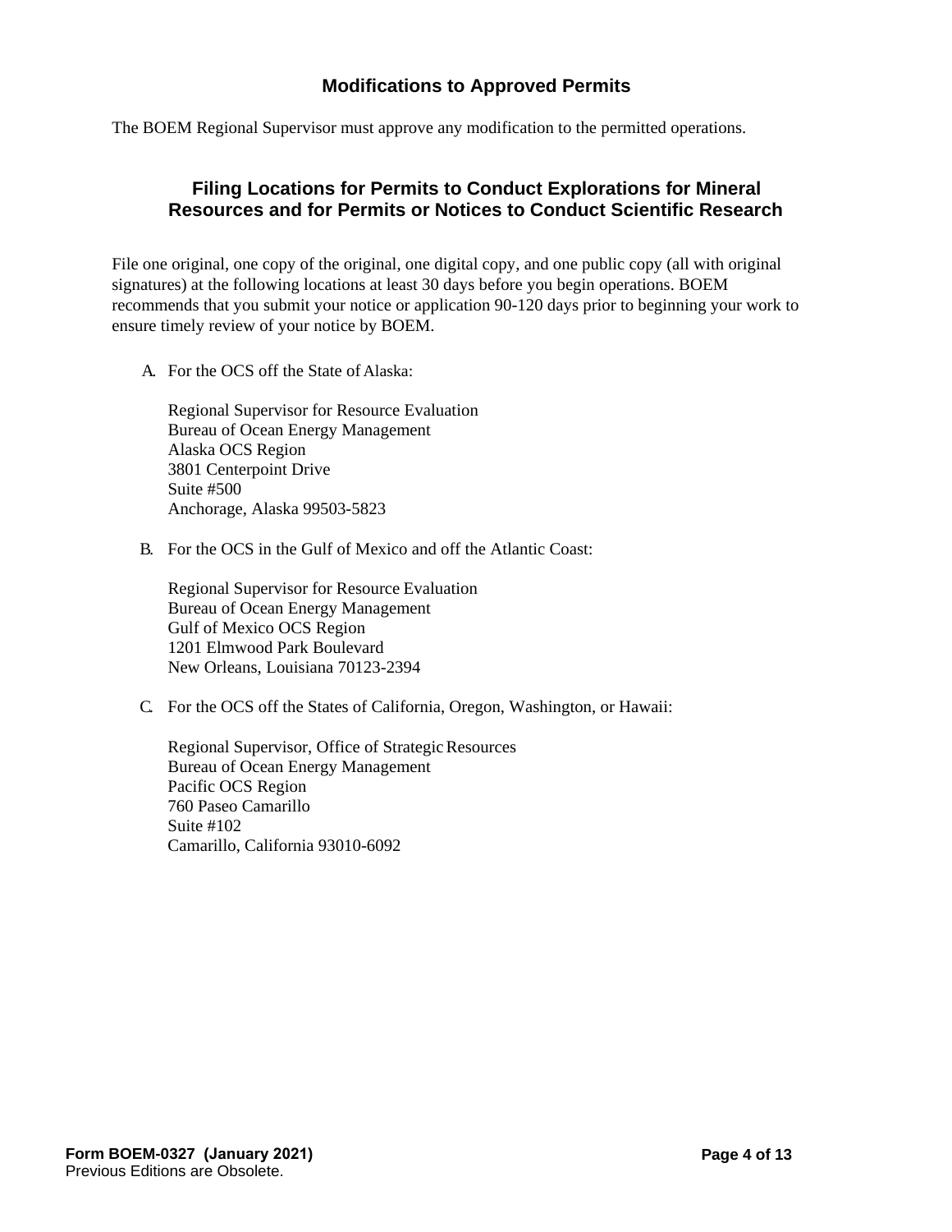## Modifications to Approved Permits

The BOEM Regional Supervisor must approve any modification to the permitted operations.

## Filing Locations for Permits to Conduct Explorations for Mineral Resources and for Permits or Notices to Conduct Scientific Research

File one original, one copy of the original, one digital copy, and one public copy (all with original signatures) at the following locations at least 30 days before you begin operations. BOEM recommends that you submit your notice or application 90-120 days prior to beginning your work to ensure timely review of your notice by BOEM.

A. For the OCS off the State of Alaska:

   Regional Supervisor for Resource Evaluation
   Bureau of Ocean Energy Management
   Alaska OCS Region
   3801 Centerpoint Drive
   Suite #500
   Anchorage, Alaska 99503-5823

B. For the OCS in the Gulf of Mexico and off the Atlantic Coast:

   Regional Supervisor for Resource Evaluation
   Bureau of Ocean Energy Management
   Gulf of Mexico OCS Region
   1201 Elmwood Park Boulevard
   New Orleans, Louisiana 70123-2394

C. For the OCS off the States of California, Oregon, Washington, or Hawaii:

   Regional Supervisor, Office of Strategic Resources
   Bureau of Ocean Energy Management
   Pacific OCS Region
   760 Paseo Camarillo
   Suite #102
   Camarillo, California 93010-6092

**Form BOEM-0327 (January 2021)**
Previous Editions are Obsolete.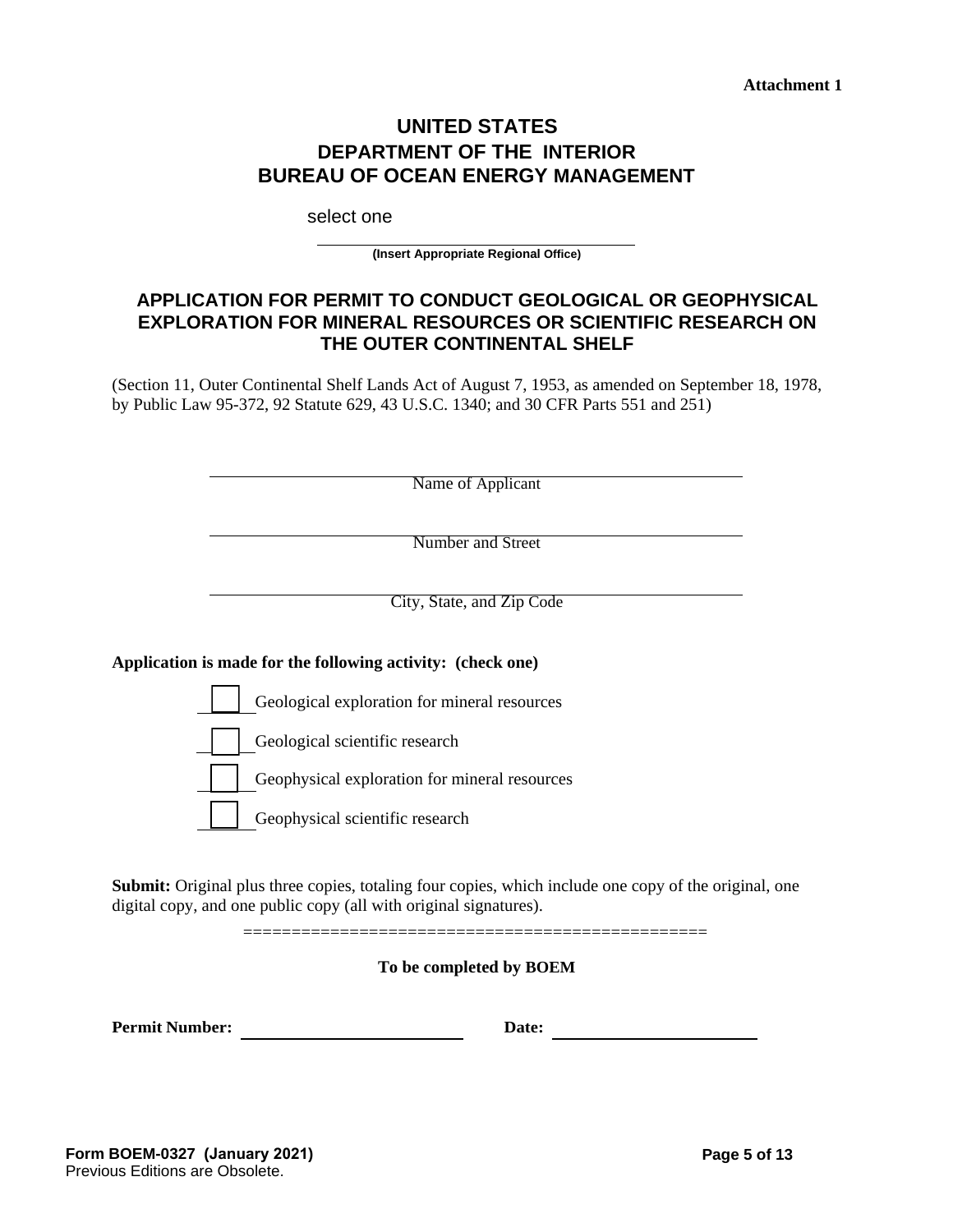**Attachment 1**

# UNITED STATES
# DEPARTMENT OF THE INTERIOR
# BUREAU OF OCEAN ENERGY MANAGEMENT

select one

______________________________
**(Insert Appropriate Regional Office)**

## APPLICATION FOR PERMIT TO CONDUCT GEOLOGICAL OR GEOPHYSICAL EXPLORATION FOR MINERAL RESOURCES OR SCIENTIFIC RESEARCH ON THE OUTER CONTINENTAL SHELF

(Section 11, Outer Continental Shelf Lands Act of August 7, 1953, as amended on September 18, 1978, by Public Law 95-372, 92 Statute 629, 43 U.S.C. 1340; and 30 CFR Parts 551 and 251)

______________________________
Name of Applicant

______________________________
Number and Street

______________________________
City, State, and Zip Code

**Application is made for the following activity: (check one)**

- [ ] Geological exploration for mineral resources
- [ ] Geological scientific research
- [ ] Geophysical exploration for mineral resources
- [ ] Geophysical scientific research

**Submit:** Original plus three copies, totaling four copies, which include one copy of the original, one digital copy, and one public copy (all with original signatures).

===============================================

**To be completed by BOEM**

**Permit Number:** ______________________ **Date:** ______________________

**Form BOEM-0327 (January 2021)**
Previous Editions are Obsolete.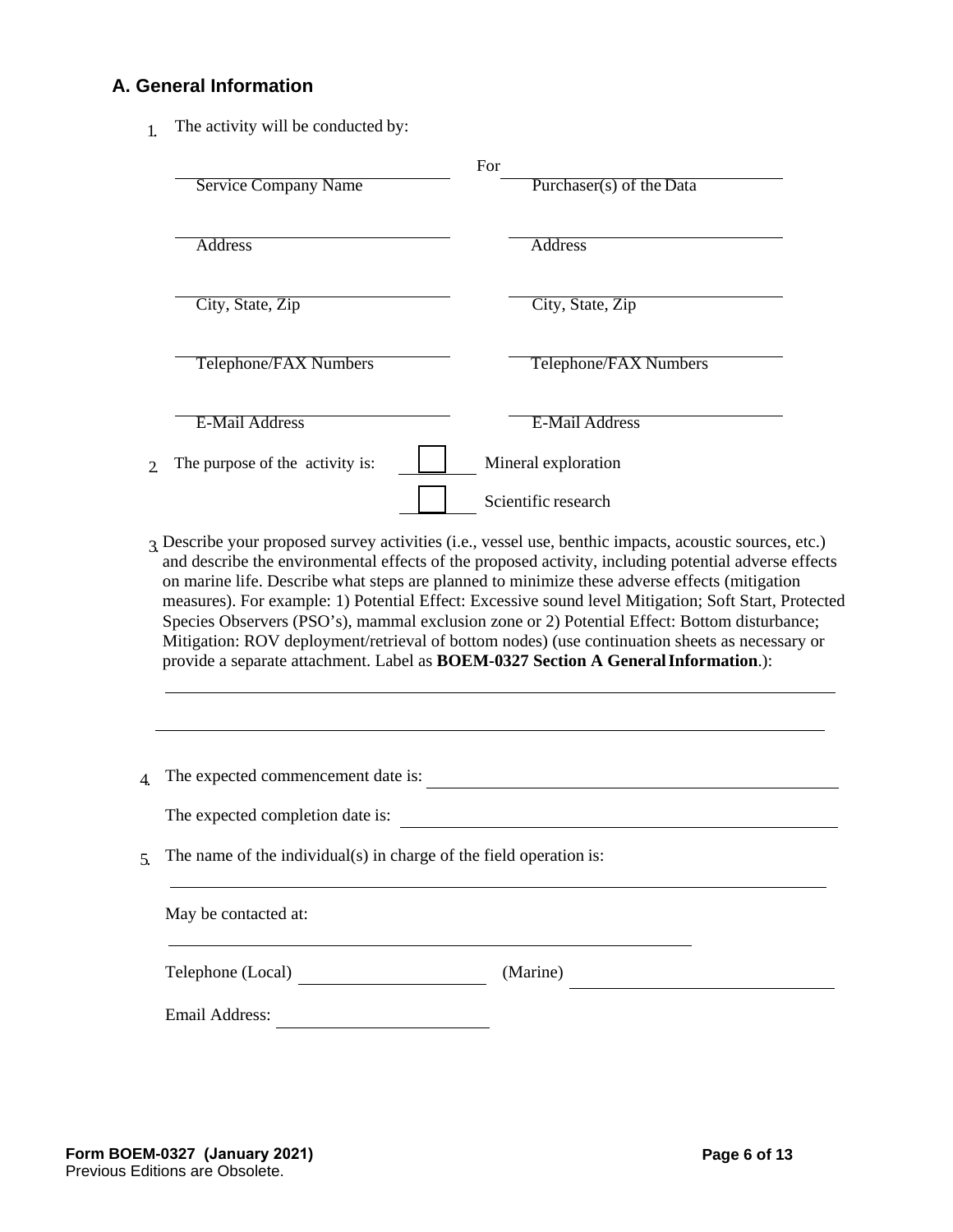## A. General Information

1. The activity will be conducted by:

| Service Company Name | For | Purchaser(s) of the Data |
|---|---|---|
| Address | | Address |
| City, State, Zip | | City, State, Zip |
| Telephone/FAX Numbers | | Telephone/FAX Numbers |
| E-Mail Address | | E-Mail Address |

2. The purpose of the activity is:
   - ☐ Mineral exploration
   - ☐ Scientific research

3. Describe your proposed survey activities (i.e., vessel use, benthic impacts, acoustic sources, etc.) and describe the environmental effects of the proposed activity, including potential adverse effects on marine life. Describe what steps are planned to minimize these adverse effects (mitigation measures). For example: 1) Potential Effect: Excessive sound level Mitigation; Soft Start, Protected Species Observers (PSO's), mammal exclusion zone or 2) Potential Effect: Bottom disturbance; Mitigation: ROV deployment/retrieval of bottom nodes) (use continuation sheets as necessary or provide a separate attachment. Label as **BOEM-0327 Section A General Information**.):

   ______________________________________________

   ______________________________________________

4. The expected commencement date is: ______________________

   The expected completion date is: ______________________

5. The name of the individual(s) in charge of the field operation is:

   ______________________________________________

   May be contacted at:

   ______________________________________________

   Telephone (Local) ______________ (Marine) ______________

   Email Address: ______________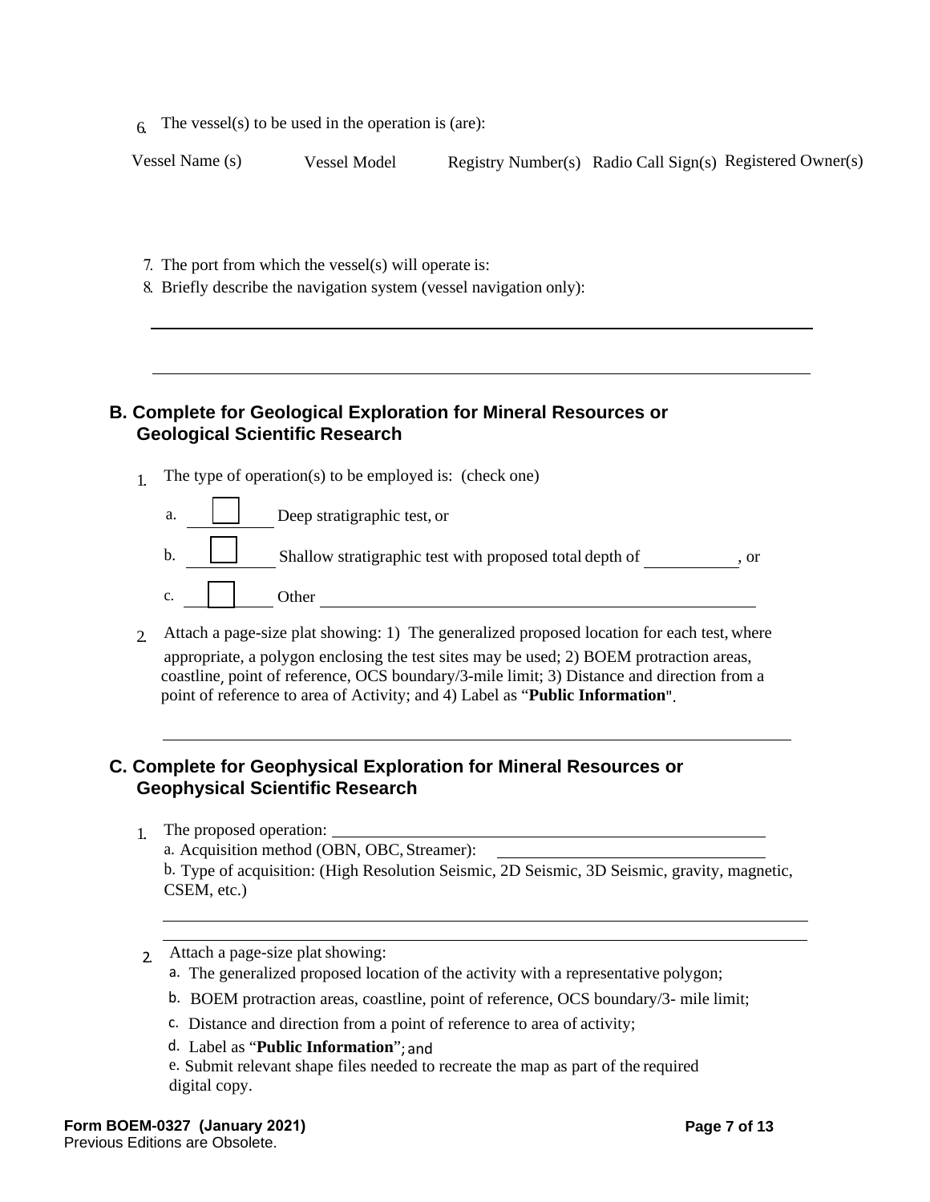6. The vessel(s) to be used in the operation is (are):

| Vessel Name (s) | Vessel Model | Registry Number(s) | Radio Call Sign(s) | Registered Owner(s) |
|---|---|---|---|---|
| | | | | |

7. The port from which the vessel(s) will operate is:
8. Briefly describe the navigation system (vessel navigation only):

___

___

## B. Complete for Geological Exploration for Mineral Resources or Geological Scientific Research

1. The type of operation(s) to be employed is: (check one)

   a. ☐ Deep stratigraphic test, or

   b. ☐ Shallow stratigraphic test with proposed total depth of ________, or

   c. ☐ Other ________

2. Attach a page-size plat showing: 1) The generalized proposed location for each test, where appropriate, a polygon enclosing the test sites may be used; 2) BOEM protraction areas, coastline, point of reference, OCS boundary/3-mile limit; 3) Distance and direction from a point of reference to area of Activity; and 4) Label as "**Public Information**".

___

## C. Complete for Geophysical Exploration for Mineral Resources or Geophysical Scientific Research

1. The proposed operation: ________
   a. Acquisition method (OBN, OBC, Streamer): ________
   b. Type of acquisition: (High Resolution Seismic, 2D Seismic, 3D Seismic, gravity, magnetic, CSEM, etc.)

   ___

   ___

2. Attach a page-size plat showing:
   a. The generalized proposed location of the activity with a representative polygon;
   b. BOEM protraction areas, coastline, point of reference, OCS boundary/3- mile limit;
   c. Distance and direction from a point of reference to area of activity;
   d. Label as "**Public Information**"; and
   e. Submit relevant shape files needed to recreate the map as part of the required digital copy.

**Form BOEM-0327 (January 2021)**
Previous Editions are Obsolete.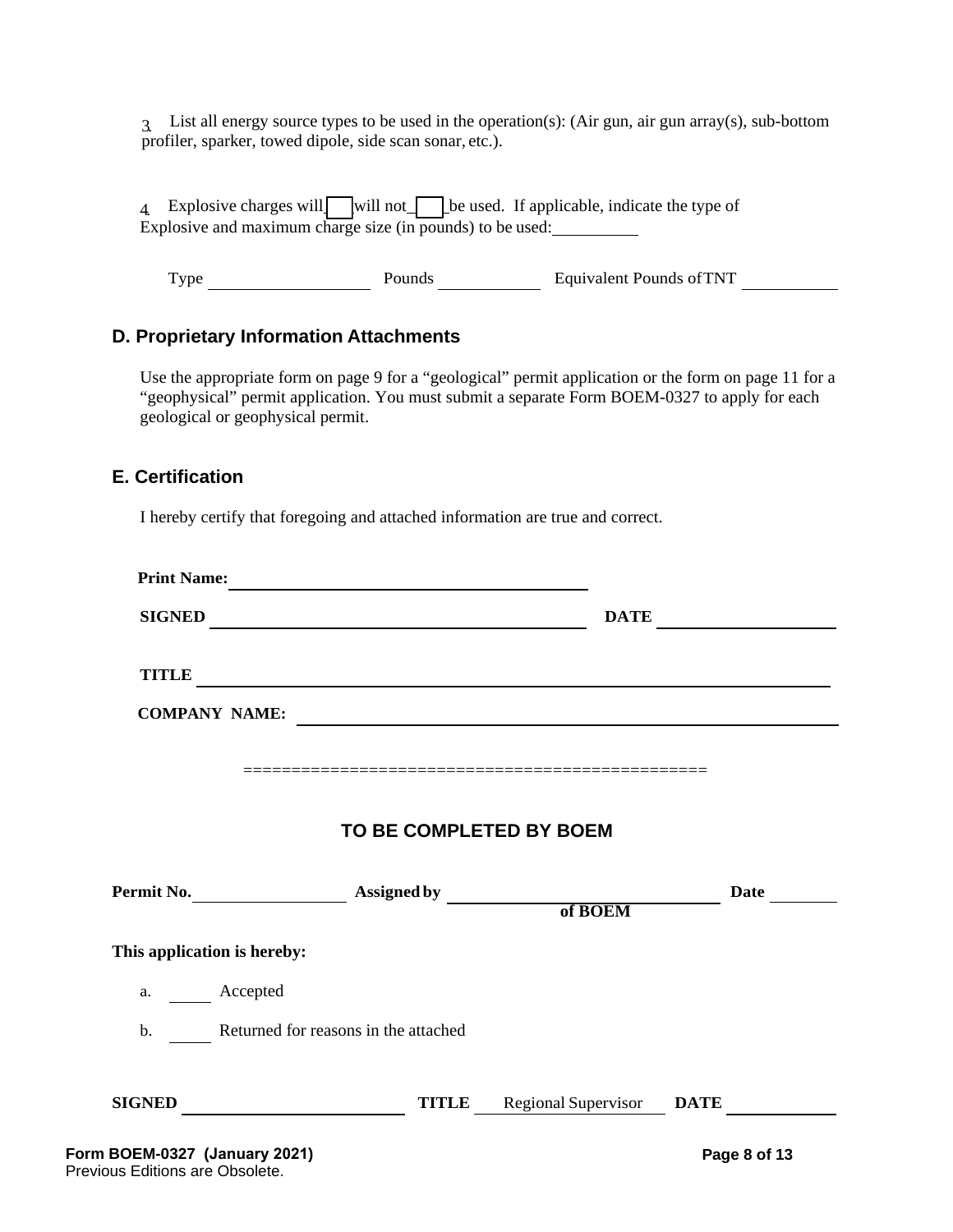3. List all energy source types to be used in the operation(s): (Air gun, air gun array(s), sub-bottom profiler, sparker, towed dipole, side scan sonar, etc.).

4. Explosive charges will ☐ will not ☐ be used. If applicable, indicate the type of Explosive and maximum charge size (in pounds) to be used: __________

Type ____________________ Pounds ____________ Equivalent Pounds of TNT ___________

## D. Proprietary Information Attachments

Use the appropriate form on page 9 for a "geological" permit application or the form on page 11 for a "geophysical" permit application. You must submit a separate Form BOEM-0327 to apply for each geological or geophysical permit.

## E. Certification

I hereby certify that foregoing and attached information are true and correct.

**Print Name:** ____________________________________________

**SIGNED** ____________________________________________ **DATE** ____________________

**TITLE** ______________________________________________________________________

**COMPANY NAME:** ______________________________________________________________

==============================================

### TO BE COMPLETED BY BOEM

**Permit No.** __________________ **Assigned by** ________________________________ **of BOEM** **Date** ________

**This application is hereby:**

a. _____ Accepted

b. _____ Returned for reasons in the attached

**SIGNED** ___________________________ **TITLE** Regional Supervisor **DATE** ____________

**Form BOEM-0327 (January 2021)**
Previous Editions are Obsolete.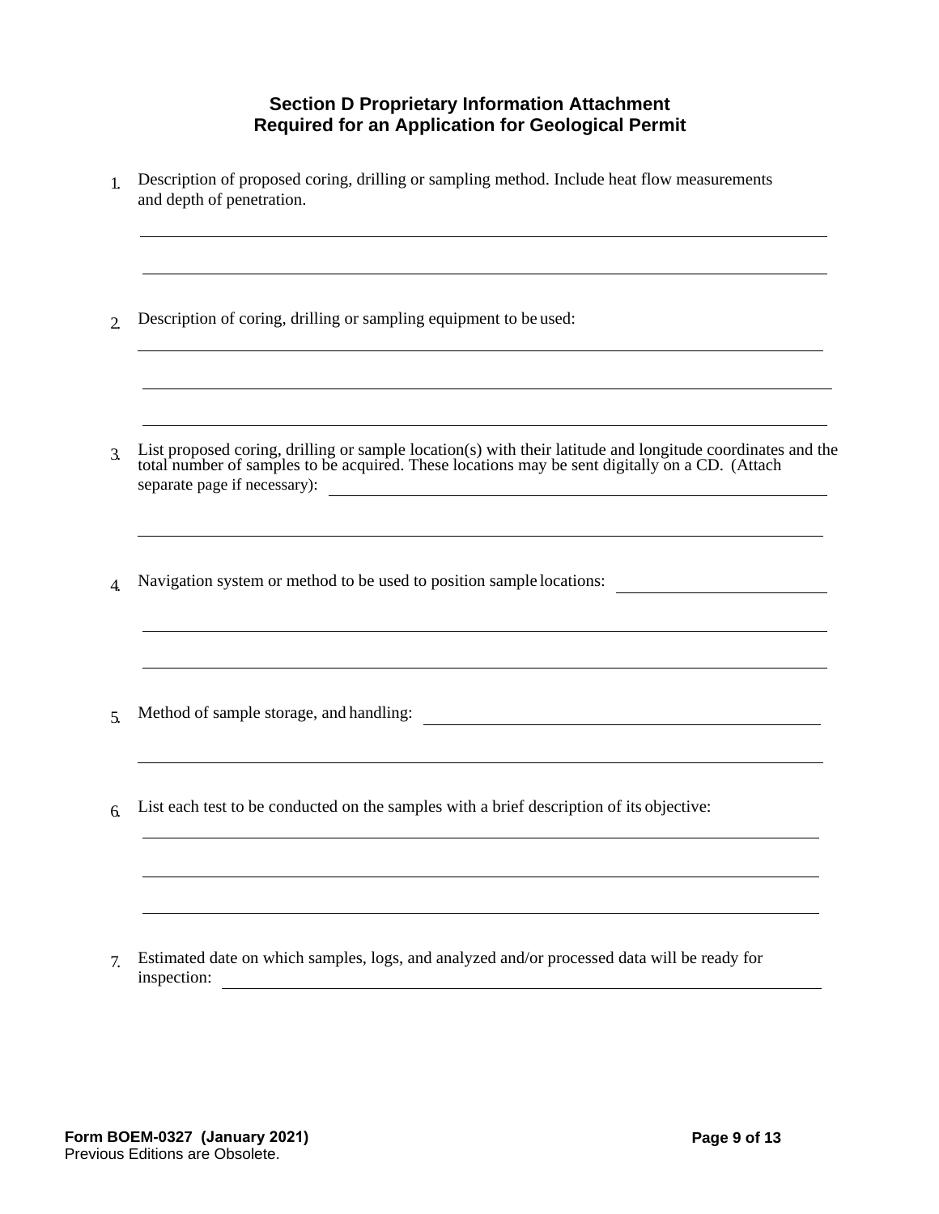## Section D Proprietary Information Attachment
## Required for an Application for Geological Permit

1. Description of proposed coring, drilling or sampling method. Include heat flow measurements and depth of penetration.

2. Description of coring, drilling or sampling equipment to be used:

3. List proposed coring, drilling or sample location(s) with their latitude and longitude coordinates and the total number of samples to be acquired. These locations may be sent digitally on a CD. (Attach separate page if necessary):

4. Navigation system or method to be used to position sample locations:

5. Method of sample storage, and handling:

6. List each test to be conducted on the samples with a brief description of its objective:

7. Estimated date on which samples, logs, and analyzed and/or processed data will be ready for inspection:

**Form BOEM-0327 (January 2021)**
Previous Editions are Obsolete.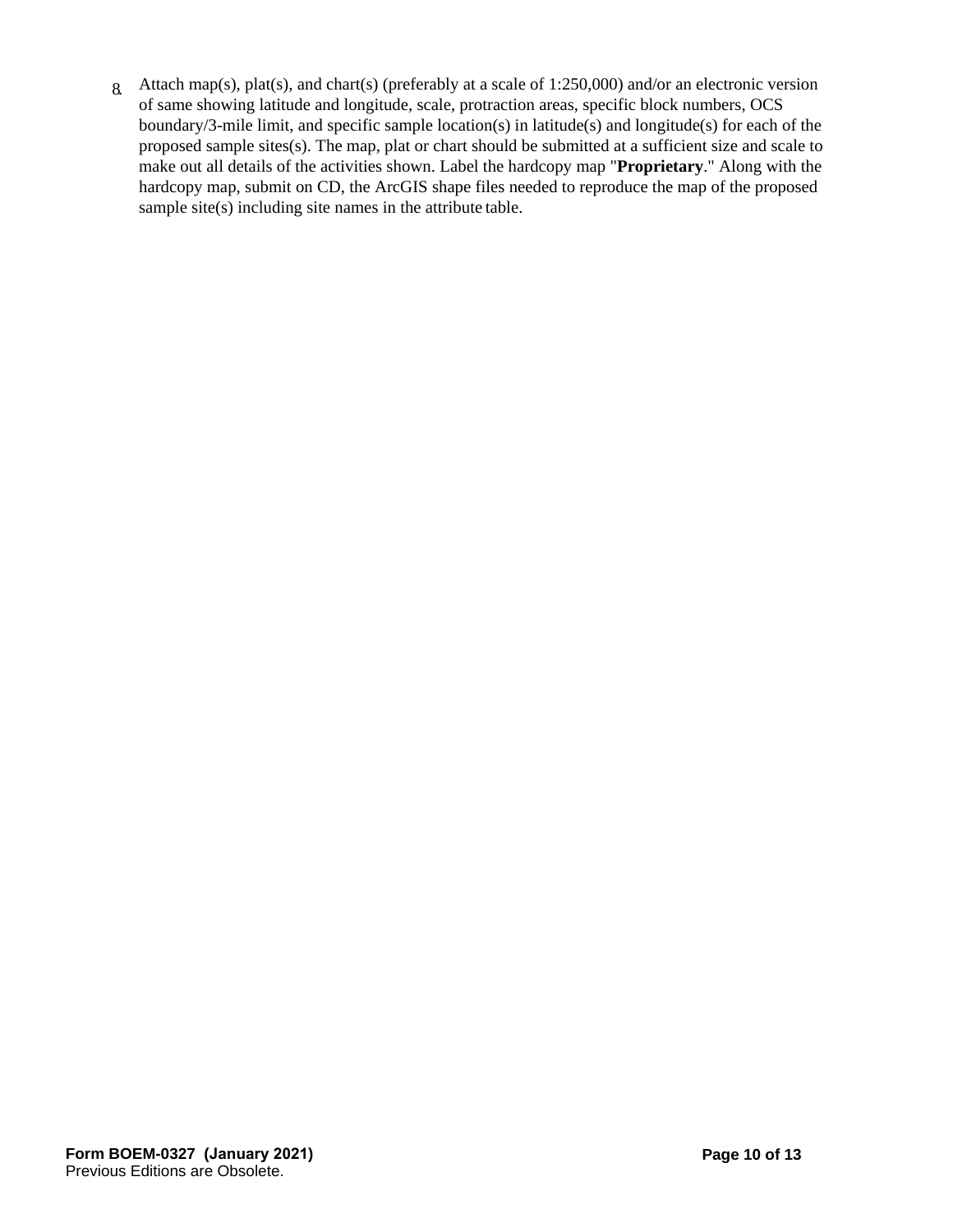8. Attach map(s), plat(s), and chart(s) (preferably at a scale of 1:250,000) and/or an electronic version of same showing latitude and longitude, scale, protraction areas, specific block numbers, OCS boundary/3-mile limit, and specific sample location(s) in latitude(s) and longitude(s) for each of the proposed sample sites(s). The map, plat or chart should be submitted at a sufficient size and scale to make out all details of the activities shown. Label the hardcopy map "**Proprietary**." Along with the hardcopy map, submit on CD, the ArcGIS shape files needed to reproduce the map of the proposed sample site(s) including site names in the attribute table.

**Form BOEM-0327 (January 2021)**
Previous Editions are Obsolete.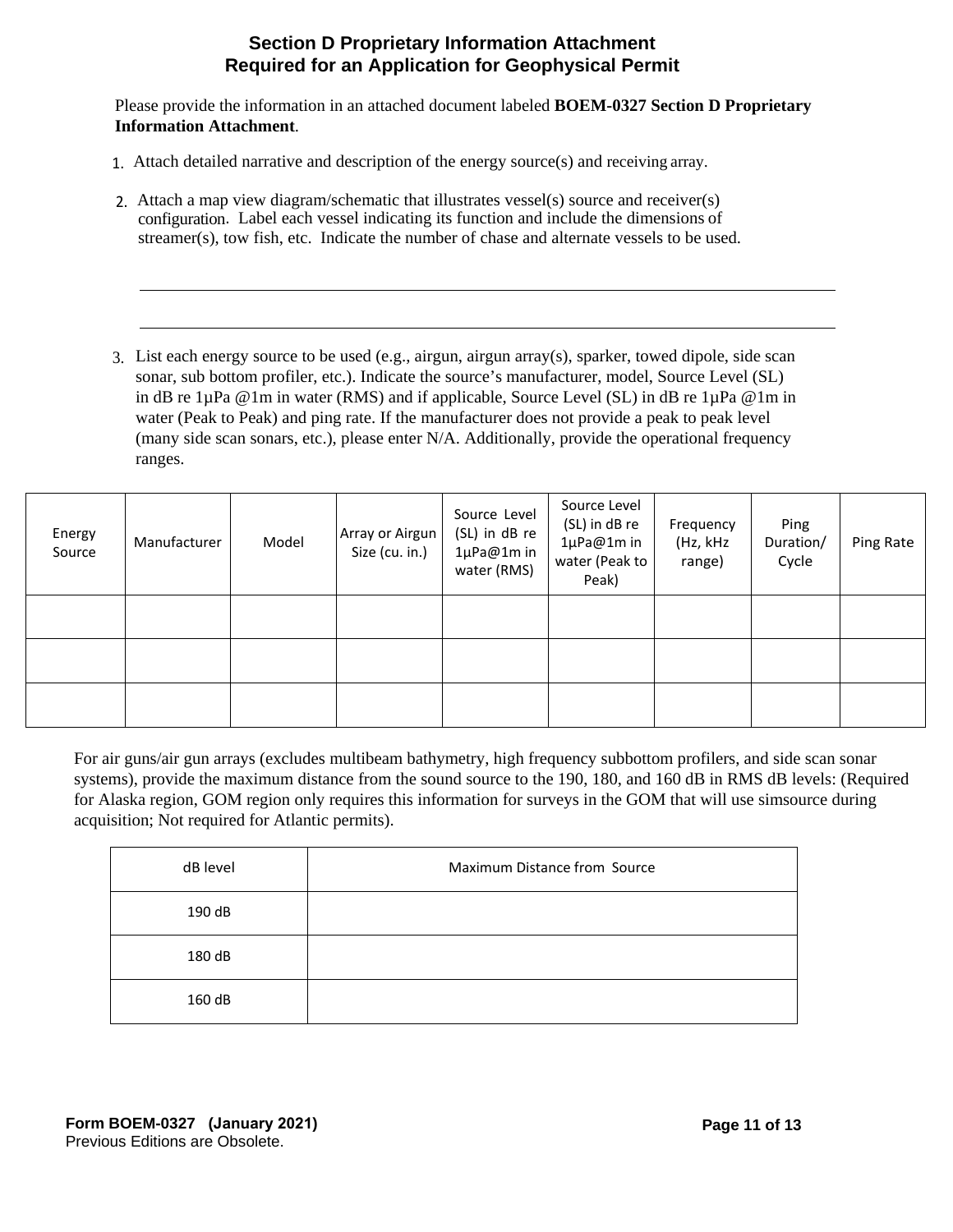## Section D Proprietary Information Attachment
## Required for an Application for Geophysical Permit

Please provide the information in an attached document labeled **BOEM-0327 Section D Proprietary Information Attachment**.

1. Attach detailed narrative and description of the energy source(s) and receiving array.

2. Attach a map view diagram/schematic that illustrates vessel(s) source and receiver(s) configuration. Label each vessel indicating its function and include the dimensions of streamer(s), tow fish, etc. Indicate the number of chase and alternate vessels to be used.

______________________________________________________________________________

______________________________________________________________________________

3. List each energy source to be used (e.g., airgun, airgun array(s), sparker, towed dipole, side scan sonar, sub bottom profiler, etc.). Indicate the source's manufacturer, model, Source Level (SL) in dB re 1µPa @1m in water (RMS) and if applicable, Source Level (SL) in dB re 1µPa @1m in water (Peak to Peak) and ping rate. If the manufacturer does not provide a peak to peak level (many side scan sonars, etc.), please enter N/A. Additionally, provide the operational frequency ranges.

| Energy Source | Manufacturer | Model | Array or Airgun Size (cu. in.) | Source Level (SL) in dB re 1µPa@1m in water (RMS) | Source Level (SL) in dB re 1µPa@1m in water (Peak to Peak) | Frequency (Hz, kHz range) | Ping Duration/ Cycle | Ping Rate |
|---|---|---|---|---|---|---|---|---|
| | | | | | | | | |
| | | | | | | | | |
| | | | | | | | | |

For air guns/air gun arrays (excludes multibeam bathymetry, high frequency subbottom profilers, and side scan sonar systems), provide the maximum distance from the sound source to the 190, 180, and 160 dB in RMS dB levels: (Required for Alaska region, GOM region only requires this information for surveys in the GOM that will use simsource during acquisition; Not required for Atlantic permits).

| dB level | Maximum Distance from Source |
|---|---|
| 190 dB | |
| 180 dB | |
| 160 dB | |

**Form BOEM-0327 (January 2021)**
Previous Editions are Obsolete.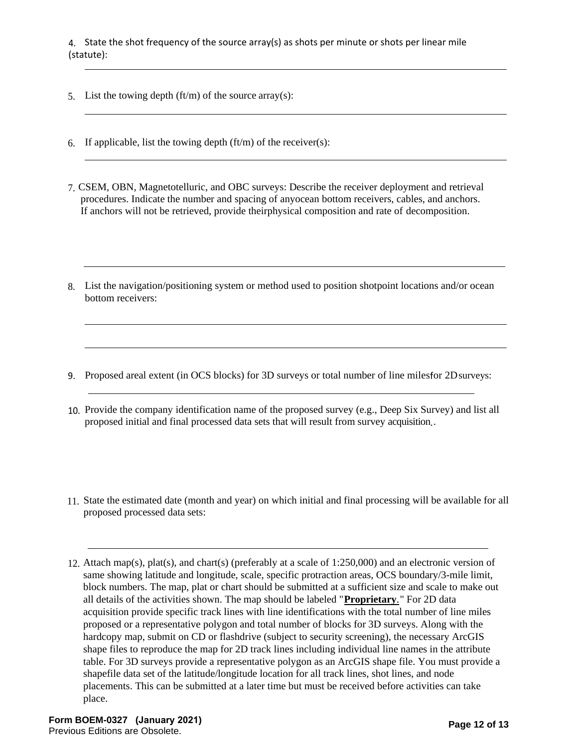4. State the shot frequency of the source array(s) as shots per minute or shots per linear mile (statute):

5. List the towing depth (ft/m) of the source array(s):

6. If applicable, list the towing depth (ft/m) of the receiver(s):

7. CSEM, OBN, Magnetotelluric, and OBC surveys: Describe the receiver deployment and retrieval procedures. Indicate the number and spacing of anyocean bottom receivers, cables, and anchors. If anchors will not be retrieved, provide theirphysical composition and rate of decomposition.

8. List the navigation/positioning system or method used to position shotpoint locations and/or ocean bottom receivers:

9. Proposed areal extent (in OCS blocks) for 3D surveys or total number of line milesfor 2Dsurveys:

10. Provide the company identification name of the proposed survey (e.g., Deep Six Survey) and list all proposed initial and final processed data sets that will result from survey acquisition..

11. State the estimated date (month and year) on which initial and final processing will be available for all proposed processed data sets:

12. Attach map(s), plat(s), and chart(s) (preferably at a scale of 1:250,000) and an electronic version of same showing latitude and longitude, scale, specific protraction areas, OCS boundary/3-mile limit, block numbers. The map, plat or chart should be submitted at a sufficient size and scale to make out all details of the activities shown. The map should be labeled "**Proprietary**." For 2D data acquisition provide specific track lines with line identifications with the total number of line miles proposed or a representative polygon and total number of blocks for 3D surveys. Along with the hardcopy map, submit on CD or flashdrive (subject to security screening), the necessary ArcGIS shape files to reproduce the map for 2D track lines including individual line names in the attribute table. For 3D surveys provide a representative polygon as an ArcGIS shape file. You must provide a shapefile data set of the latitude/longitude location for all track lines, shot lines, and node placements. This can be submitted at a later time but must be received before activities can take place.

**Form BOEM-0327 (January 2021)**
Previous Editions are Obsolete.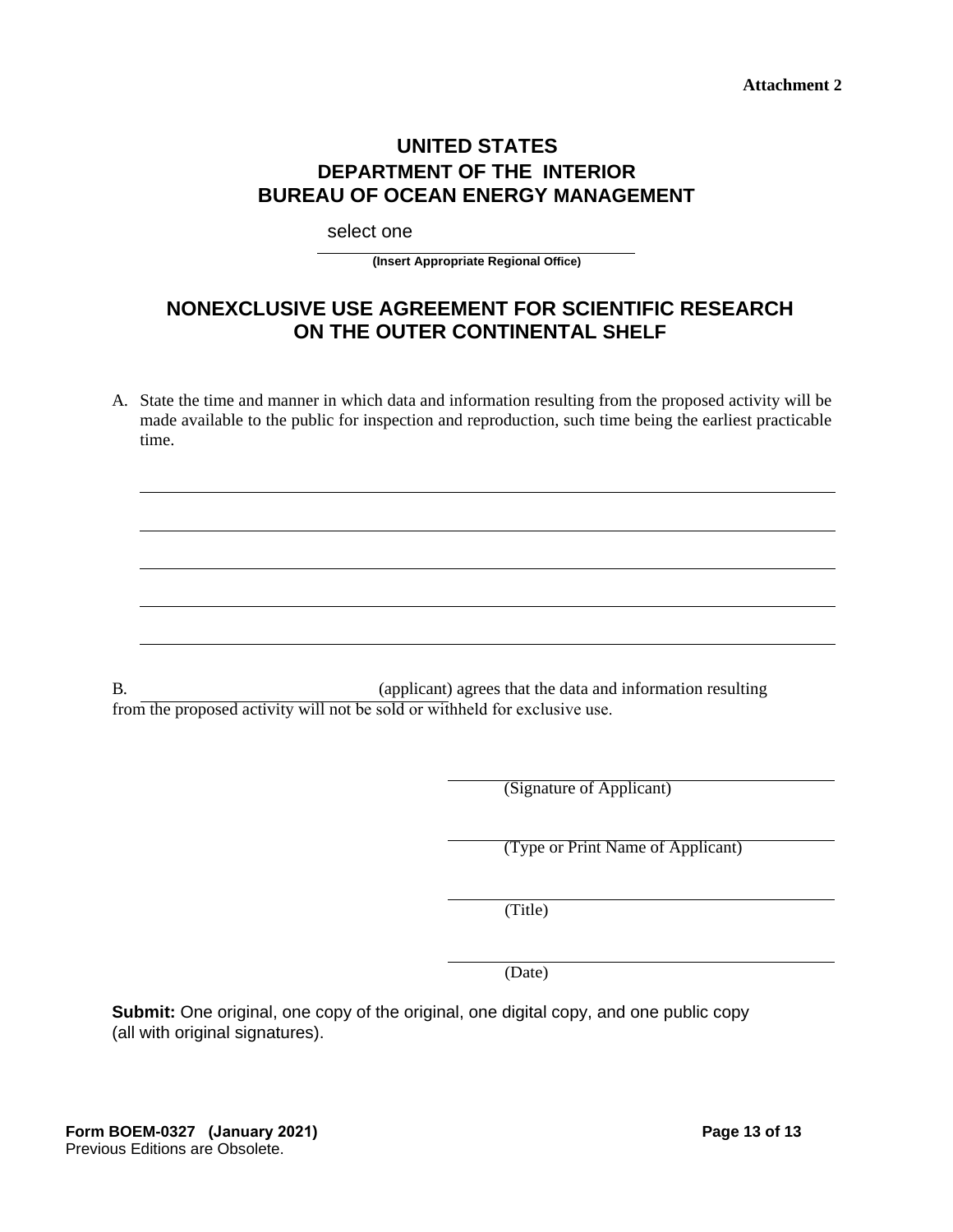**Attachment 2**

# UNITED STATES
# DEPARTMENT OF THE INTERIOR
# BUREAU OF OCEAN ENERGY MANAGEMENT

select one

**(Insert Appropriate Regional Office)**

## NONEXCLUSIVE USE AGREEMENT FOR SCIENTIFIC RESEARCH ON THE OUTER CONTINENTAL SHELF

A. State the time and manner in which data and information resulting from the proposed activity will be made available to the public for inspection and reproduction, such time being the earliest practicable time.

\_\_\_\_\_\_\_\_\_\_\_\_\_\_\_\_\_\_\_\_\_\_\_\_\_\_\_\_\_\_\_\_\_\_\_\_\_\_\_\_\_\_\_\_\_\_\_\_\_\_\_\_\_\_\_\_\_\_\_\_

\_\_\_\_\_\_\_\_\_\_\_\_\_\_\_\_\_\_\_\_\_\_\_\_\_\_\_\_\_\_\_\_\_\_\_\_\_\_\_\_\_\_\_\_\_\_\_\_\_\_\_\_\_\_\_\_\_\_\_\_

\_\_\_\_\_\_\_\_\_\_\_\_\_\_\_\_\_\_\_\_\_\_\_\_\_\_\_\_\_\_\_\_\_\_\_\_\_\_\_\_\_\_\_\_\_\_\_\_\_\_\_\_\_\_\_\_\_\_\_\_

\_\_\_\_\_\_\_\_\_\_\_\_\_\_\_\_\_\_\_\_\_\_\_\_\_\_\_\_\_\_\_\_\_\_\_\_\_\_\_\_\_\_\_\_\_\_\_\_\_\_\_\_\_\_\_\_\_\_\_\_

\_\_\_\_\_\_\_\_\_\_\_\_\_\_\_\_\_\_\_\_\_\_\_\_\_\_\_\_\_\_\_\_\_\_\_\_\_\_\_\_\_\_\_\_\_\_\_\_\_\_\_\_\_\_\_\_\_\_\_\_

B. \_\_\_\_\_\_\_\_\_\_\_\_\_\_\_\_\_\_\_\_\_\_\_\_\_\_\_\_\_\_\_\_ (applicant) agrees that the data and information resulting from the proposed activity will not be sold or withheld for exclusive use.

\_\_\_\_\_\_\_\_\_\_\_\_\_\_\_\_\_\_\_\_\_\_\_\_\_\_\_\_\_\_\_\_\_\_\_\_\_\_\_\_
(Signature of Applicant)

\_\_\_\_\_\_\_\_\_\_\_\_\_\_\_\_\_\_\_\_\_\_\_\_\_\_\_\_\_\_\_\_\_\_\_\_\_\_\_\_
(Type or Print Name of Applicant)

\_\_\_\_\_\_\_\_\_\_\_\_\_\_\_\_\_\_\_\_\_\_\_\_\_\_\_\_\_\_\_\_\_\_\_\_\_\_\_\_
(Title)

\_\_\_\_\_\_\_\_\_\_\_\_\_\_\_\_\_\_\_\_\_\_\_\_\_\_\_\_\_\_\_\_\_\_\_\_\_\_\_\_
(Date)

**Submit:** One original, one copy of the original, one digital copy, and one public copy (all with original signatures).

**Form BOEM-0327 (January 2021)**
Previous Editions are Obsolete.